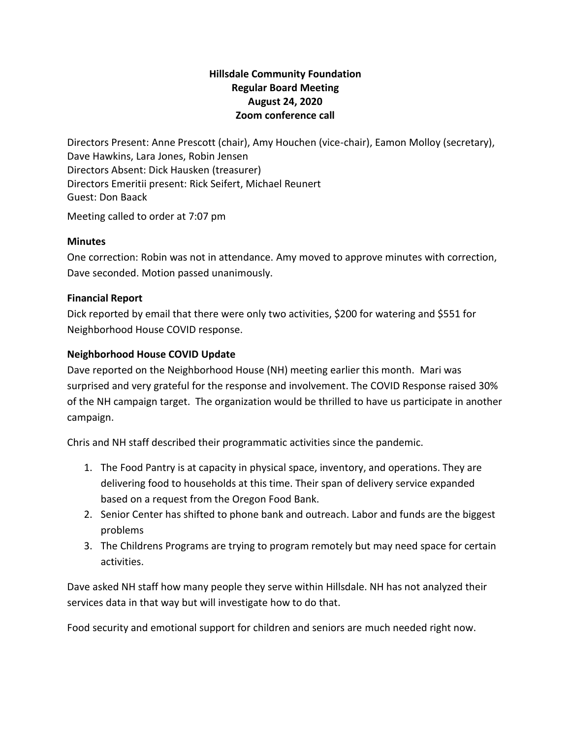**Hillsdale Community Foundation**
**Regular Board Meeting**
**August 24, 2020**
**Zoom conference call**

Directors Present: Anne Prescott (chair), Amy Houchen (vice-chair), Eamon Molloy (secretary), Dave Hawkins, Lara Jones, Robin Jensen
Directors Absent: Dick Hausken (treasurer)
Directors Emeritii present: Rick Seifert, Michael Reunert
Guest: Don Baack

Meeting called to order at 7:07 pm

### Minutes

One correction: Robin was not in attendance. Amy moved to approve minutes with correction, Dave seconded. Motion passed unanimously.

### Financial Report

Dick reported by email that there were only two activities, $200 for watering and $551 for Neighborhood House COVID response.

### Neighborhood House COVID Update

Dave reported on the Neighborhood House (NH) meeting earlier this month. Mari was surprised and very grateful for the response and involvement. The COVID Response raised 30% of the NH campaign target. The organization would be thrilled to have us participate in another campaign.

Chris and NH staff described their programmatic activities since the pandemic.

1. The Food Pantry is at capacity in physical space, inventory, and operations. They are delivering food to households at this time. Their span of delivery service expanded based on a request from the Oregon Food Bank.
2. Senior Center has shifted to phone bank and outreach. Labor and funds are the biggest problems
3. The Childrens Programs are trying to program remotely but may need space for certain activities.

Dave asked NH staff how many people they serve within Hillsdale. NH has not analyzed their services data in that way but will investigate how to do that.

Food security and emotional support for children and seniors are much needed right now.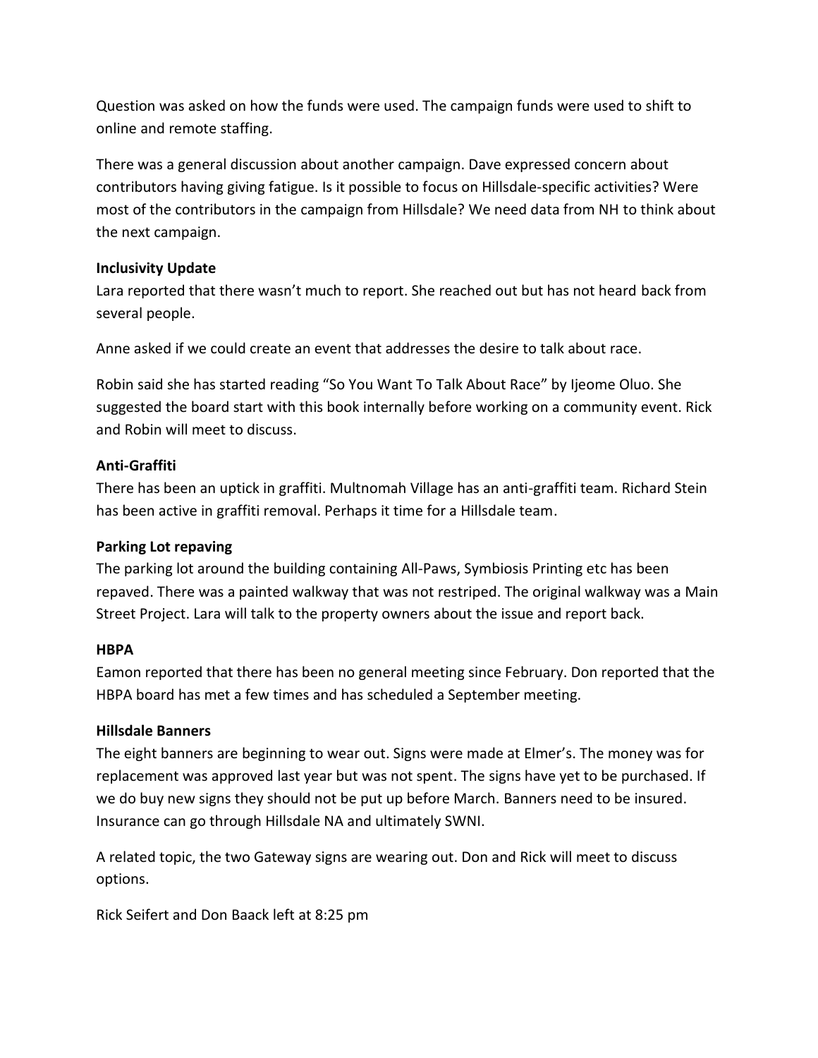Question was asked on how the funds were used. The campaign funds were used to shift to online and remote staffing.

There was a general discussion about another campaign. Dave expressed concern about contributors having giving fatigue. Is it possible to focus on Hillsdale-specific activities? Were most of the contributors in the campaign from Hillsdale? We need data from NH to think about the next campaign.

**Inclusivity Update**

Lara reported that there wasn't much to report. She reached out but has not heard back from several people.

Anne asked if we could create an event that addresses the desire to talk about race.

Robin said she has started reading "So You Want To Talk About Race" by Ijeome Oluo. She suggested the board start with this book internally before working on a community event. Rick and Robin will meet to discuss.

**Anti-Graffiti**

There has been an uptick in graffiti. Multnomah Village has an anti-graffiti team. Richard Stein has been active in graffiti removal. Perhaps it time for a Hillsdale team.

**Parking Lot repaving**

The parking lot around the building containing All-Paws, Symbiosis Printing etc has been repaved. There was a painted walkway that was not restriped. The original walkway was a Main Street Project. Lara will talk to the property owners about the issue and report back.

**HBPA**

Eamon reported that there has been no general meeting since February. Don reported that the HBPA board has met a few times and has scheduled a September meeting.

**Hillsdale Banners**

The eight banners are beginning to wear out. Signs were made at Elmer's. The money was for replacement was approved last year but was not spent. The signs have yet to be purchased. If we do buy new signs they should not be put up before March. Banners need to be insured. Insurance can go through Hillsdale NA and ultimately SWNI.

A related topic, the two Gateway signs are wearing out. Don and Rick will meet to discuss options.

Rick Seifert and Don Baack left at 8:25 pm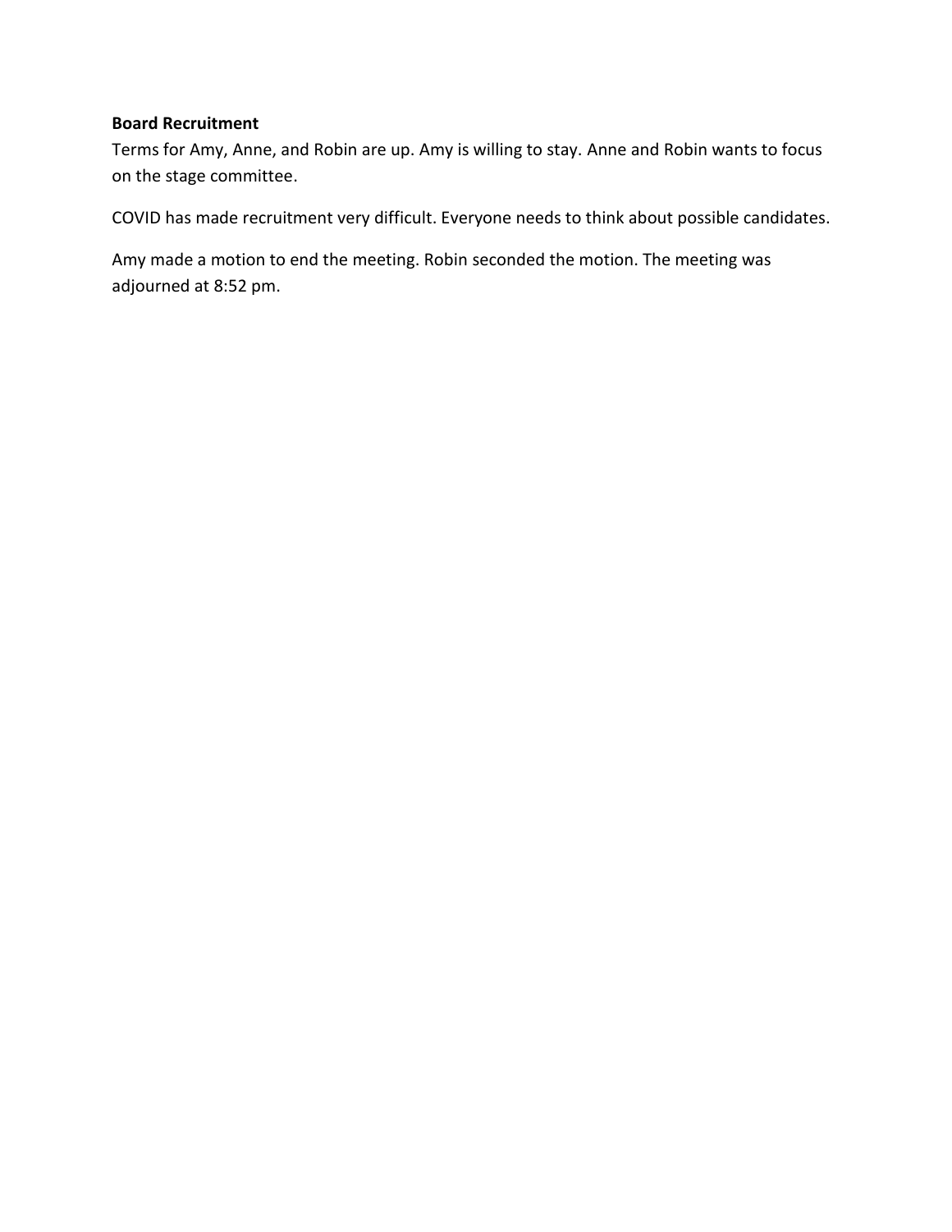**Board Recruitment**

Terms for Amy, Anne, and Robin are up. Amy is willing to stay. Anne and Robin wants to focus on the stage committee.

COVID has made recruitment very difficult. Everyone needs to think about possible candidates.

Amy made a motion to end the meeting. Robin seconded the motion. The meeting was adjourned at 8:52 pm.